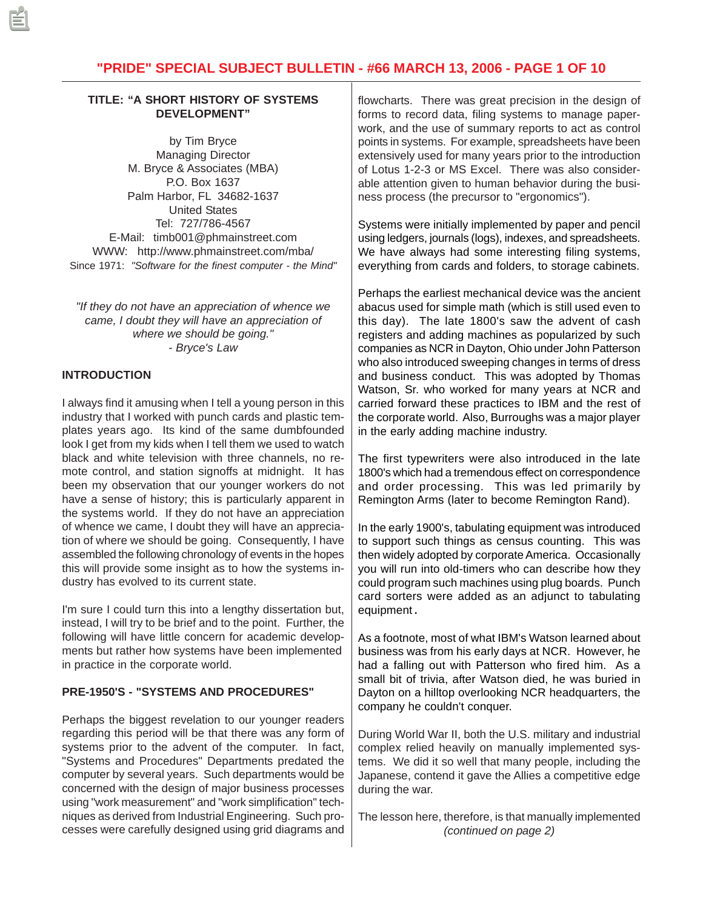## TITLE: "A SHORT HISTORY OF SYSTEMS DEVELOPMENT"

by Tim Bryce
Managing Director
M. Bryce & Associates (MBA)
P.O. Box 1637
Palm Harbor, FL 34682-1637
United States
Tel: 727/786-4567
E-Mail: timb001@phmainstreet.com
WWW: http://www.phmainstreet.com/mba/
Since 1971: *"Software for the finest computer - the Mind"*

*"If they do not have an appreciation of whence we came, I doubt they will have an appreciation of where we should be going."*
*- Bryce's Law*

### INTRODUCTION

I always find it amusing when I tell a young person in this industry that I worked with punch cards and plastic templates years ago. Its kind of the same dumbfounded look I get from my kids when I tell them we used to watch black and white television with three channels, no remote control, and station signoffs at midnight. It has been my observation that our younger workers do not have a sense of history; this is particularly apparent in the systems world. If they do not have an appreciation of whence we came, I doubt they will have an appreciation of where we should be going. Consequently, I have assembled the following chronology of events in the hopes this will provide some insight as to how the systems industry has evolved to its current state.

I'm sure I could turn this into a lengthy dissertation but, instead, I will try to be brief and to the point. Further, the following will have little concern for academic developments but rather how systems have been implemented in practice in the corporate world.

### PRE-1950'S - "SYSTEMS AND PROCEDURES"

Perhaps the biggest revelation to our younger readers regarding this period will be that there was any form of systems prior to the advent of the computer. In fact, "Systems and Procedures" Departments predated the computer by several years. Such departments would be concerned with the design of major business processes using "work measurement" and "work simplification" techniques as derived from Industrial Engineering. Such processes were carefully designed using grid diagrams and flowcharts. There was great precision in the design of forms to record data, filing systems to manage paperwork, and the use of summary reports to act as control points in systems. For example, spreadsheets have been extensively used for many years prior to the introduction of Lotus 1-2-3 or MS Excel. There was also considerable attention given to human behavior during the business process (the precursor to "ergonomics").

Systems were initially implemented by paper and pencil using ledgers, journals (logs), indexes, and spreadsheets. We have always had some interesting filing systems, everything from cards and folders, to storage cabinets.

Perhaps the earliest mechanical device was the ancient abacus used for simple math (which is still used even to this day). The late 1800's saw the advent of cash registers and adding machines as popularized by such companies as NCR in Dayton, Ohio under John Patterson who also introduced sweeping changes in terms of dress and business conduct. This was adopted by Thomas Watson, Sr. who worked for many years at NCR and carried forward these practices to IBM and the rest of the corporate world. Also, Burroughs was a major player in the early adding machine industry.

The first typewriters were also introduced in the late 1800's which had a tremendous effect on correspondence and order processing. This was led primarily by Remington Arms (later to become Remington Rand).

In the early 1900's, tabulating equipment was introduced to support such things as census counting. This was then widely adopted by corporate America. Occasionally you will run into old-timers who can describe how they could program such machines using plug boards. Punch card sorters were added as an adjunct to tabulating equipment.

As a footnote, most of what IBM's Watson learned about business was from his early days at NCR. However, he had a falling out with Patterson who fired him. As a small bit of trivia, after Watson died, he was buried in Dayton on a hilltop overlooking NCR headquarters, the company he couldn't conquer.

During World War II, both the U.S. military and industrial complex relied heavily on manually implemented systems. We did it so well that many people, including the Japanese, contend it gave the Allies a competitive edge during the war.

The lesson here, therefore, is that manually implemented

*(continued on page 2)*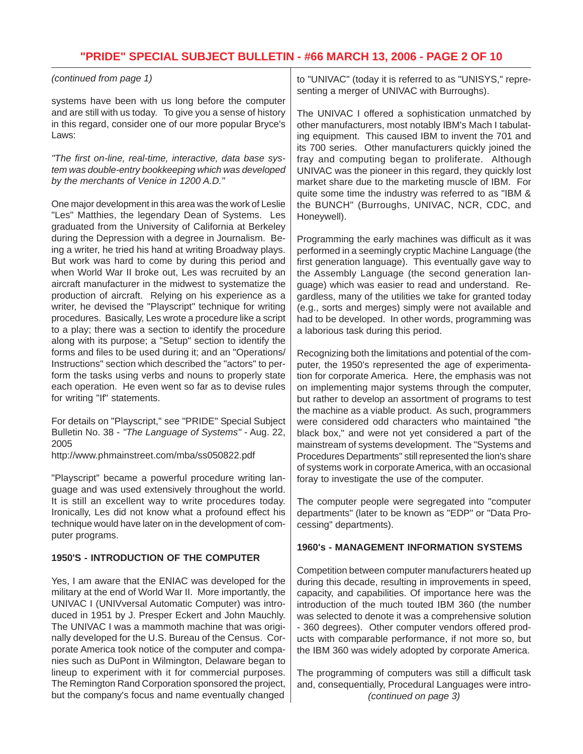*(continued from page 1)*

systems have been with us long before the computer and are still with us today. To give you a sense of history in this regard, consider one of our more popular Bryce's Laws:

*"The first on-line, real-time, interactive, data base system was double-entry bookkeeping which was developed by the merchants of Venice in 1200 A.D."*

One major development in this area was the work of Leslie "Les" Matthies, the legendary Dean of Systems. Les graduated from the University of California at Berkeley during the Depression with a degree in Journalism. Being a writer, he tried his hand at writing Broadway plays. But work was hard to come by during this period and when World War II broke out, Les was recruited by an aircraft manufacturer in the midwest to systematize the production of aircraft. Relying on his experience as a writer, he devised the "Playscript" technique for writing procedures. Basically, Les wrote a procedure like a script to a play; there was a section to identify the procedure along with its purpose; a "Setup" section to identify the forms and files to be used during it; and an "Operations/Instructions" section which described the "actors" to perform the tasks using verbs and nouns to properly state each operation. He even went so far as to devise rules for writing "If" statements.

For details on "Playscript," see "PRIDE" Special Subject Bulletin No. 38 - *"The Language of Systems"* - Aug. 22, 2005
http://www.phmainstreet.com/mba/ss050822.pdf

"Playscript" became a powerful procedure writing language and was used extensively throughout the world. It is still an excellent way to write procedures today. Ironically, Les did not know what a profound effect his technique would have later on in the development of computer programs.

### 1950'S - INTRODUCTION OF THE COMPUTER

Yes, I am aware that the ENIAC was developed for the military at the end of World War II. More importantly, the UNIVAC I (UNIVversal Automatic Computer) was introduced in 1951 by J. Presper Eckert and John Mauchly. The UNIVAC I was a mammoth machine that was originally developed for the U.S. Bureau of the Census. Corporate America took notice of the computer and companies such as DuPont in Wilmington, Delaware began to lineup to experiment with it for commercial purposes. The Remington Rand Corporation sponsored the project, but the company's focus and name eventually changed to "UNIVAC" (today it is referred to as "UNISYS," representing a merger of UNIVAC with Burroughs).

The UNIVAC I offered a sophistication unmatched by other manufacturers, most notably IBM's Mach I tabulating equipment. This caused IBM to invent the 701 and its 700 series. Other manufacturers quickly joined the fray and computing began to proliferate. Although UNIVAC was the pioneer in this regard, they quickly lost market share due to the marketing muscle of IBM. For quite some time the industry was referred to as "IBM & the BUNCH" (Burroughs, UNIVAC, NCR, CDC, and Honeywell).

Programming the early machines was difficult as it was performed in a seemingly cryptic Machine Language (the first generation language). This eventually gave way to the Assembly Language (the second generation language) which was easier to read and understand. Regardless, many of the utilities we take for granted today (e.g., sorts and merges) simply were not available and had to be developed. In other words, programming was a laborious task during this period.

Recognizing both the limitations and potential of the computer, the 1950's represented the age of experimentation for corporate America. Here, the emphasis was not on implementing major systems through the computer, but rather to develop an assortment of programs to test the machine as a viable product. As such, programmers were considered odd characters who maintained "the black box," and were not yet considered a part of the mainstream of systems development. The "Systems and Procedures Departments" still represented the lion's share of systems work in corporate America, with an occasional foray to investigate the use of the computer.

The computer people were segregated into "computer departments" (later to be known as "EDP" or "Data Processing" departments).

### 1960's - MANAGEMENT INFORMATION SYSTEMS

Competition between computer manufacturers heated up during this decade, resulting in improvements in speed, capacity, and capabilities. Of importance here was the introduction of the much touted IBM 360 (the number was selected to denote it was a comprehensive solution - 360 degrees). Other computer vendors offered products with comparable performance, if not more so, but the IBM 360 was widely adopted by corporate America.

The programming of computers was still a difficult task and, consequentially, Procedural Languages were intro-

*(continued on page 3)*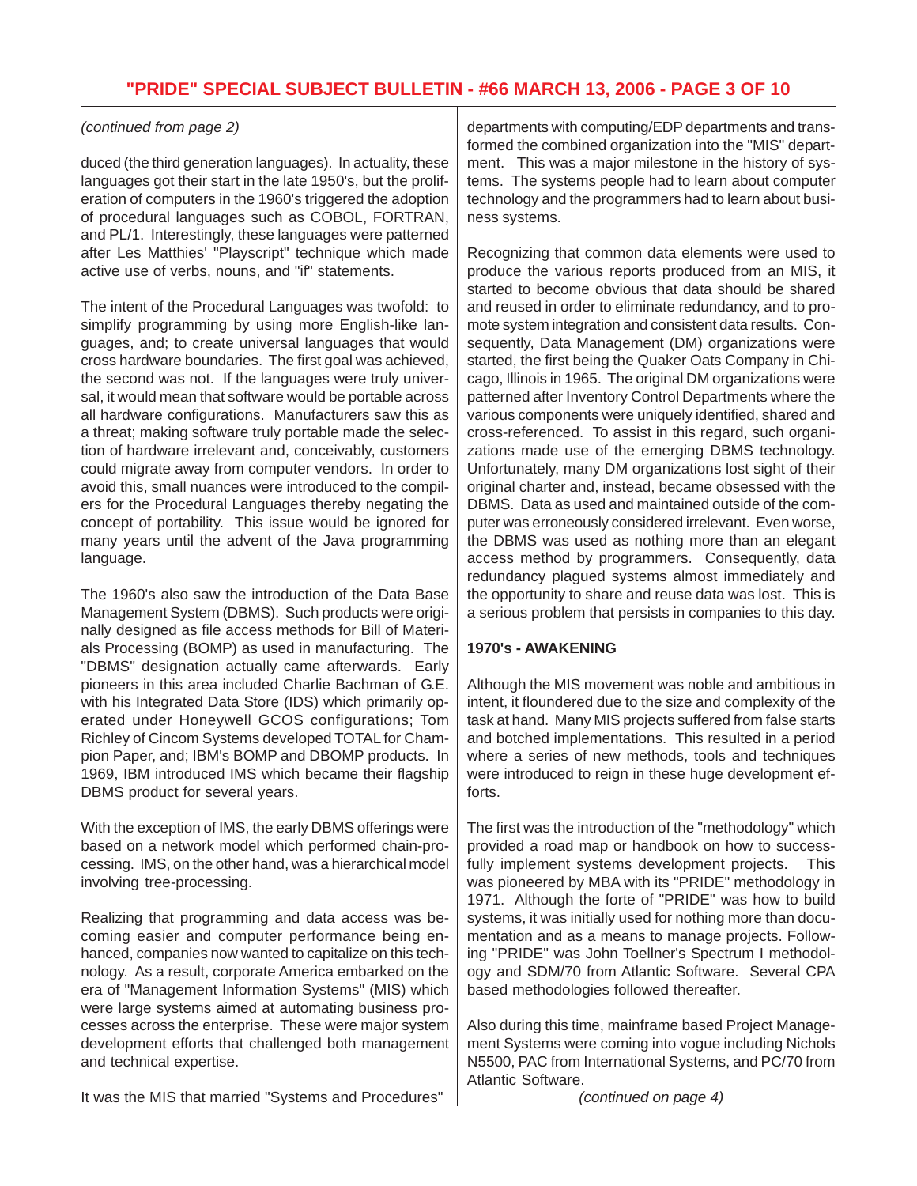*(continued from page 2)*

duced (the third generation languages). In actuality, these languages got their start in the late 1950's, but the proliferation of computers in the 1960's triggered the adoption of procedural languages such as COBOL, FORTRAN, and PL/1. Interestingly, these languages were patterned after Les Matthies' "Playscript" technique which made active use of verbs, nouns, and "if" statements.

The intent of the Procedural Languages was twofold: to simplify programming by using more English-like languages, and; to create universal languages that would cross hardware boundaries. The first goal was achieved, the second was not. If the languages were truly universal, it would mean that software would be portable across all hardware configurations. Manufacturers saw this as a threat; making software truly portable made the selection of hardware irrelevant and, conceivably, customers could migrate away from computer vendors. In order to avoid this, small nuances were introduced to the compilers for the Procedural Languages thereby negating the concept of portability. This issue would be ignored for many years until the advent of the Java programming language.

The 1960's also saw the introduction of the Data Base Management System (DBMS). Such products were originally designed as file access methods for Bill of Materials Processing (BOMP) as used in manufacturing. The "DBMS" designation actually came afterwards. Early pioneers in this area included Charlie Bachman of G.E. with his Integrated Data Store (IDS) which primarily operated under Honeywell GCOS configurations; Tom Richley of Cincom Systems developed TOTAL for Champion Paper, and; IBM's BOMP and DBOMP products. In 1969, IBM introduced IMS which became their flagship DBMS product for several years.

With the exception of IMS, the early DBMS offerings were based on a network model which performed chain-processing. IMS, on the other hand, was a hierarchical model involving tree-processing.

Realizing that programming and data access was becoming easier and computer performance being enhanced, companies now wanted to capitalize on this technology. As a result, corporate America embarked on the era of "Management Information Systems" (MIS) which were large systems aimed at automating business processes across the enterprise. These were major system development efforts that challenged both management and technical expertise.

It was the MIS that married "Systems and Procedures" departments with computing/EDP departments and transformed the combined organization into the "MIS" department. This was a major milestone in the history of systems. The systems people had to learn about computer technology and the programmers had to learn about business systems.

Recognizing that common data elements were used to produce the various reports produced from an MIS, it started to become obvious that data should be shared and reused in order to eliminate redundancy, and to promote system integration and consistent data results. Consequently, Data Management (DM) organizations were started, the first being the Quaker Oats Company in Chicago, Illinois in 1965. The original DM organizations were patterned after Inventory Control Departments where the various components were uniquely identified, shared and cross-referenced. To assist in this regard, such organizations made use of the emerging DBMS technology. Unfortunately, many DM organizations lost sight of their original charter and, instead, became obsessed with the DBMS. Data as used and maintained outside of the computer was erroneously considered irrelevant. Even worse, the DBMS was used as nothing more than an elegant access method by programmers. Consequently, data redundancy plagued systems almost immediately and the opportunity to share and reuse data was lost. This is a serious problem that persists in companies to this day.

**1970's - AWAKENING**

Although the MIS movement was noble and ambitious in intent, it floundered due to the size and complexity of the task at hand. Many MIS projects suffered from false starts and botched implementations. This resulted in a period where a series of new methods, tools and techniques were introduced to reign in these huge development efforts.

The first was the introduction of the "methodology" which provided a road map or handbook on how to successfully implement systems development projects. This was pioneered by MBA with its "PRIDE" methodology in 1971. Although the forte of "PRIDE" was how to build systems, it was initially used for nothing more than documentation and as a means to manage projects. Following "PRIDE" was John Toellner's Spectrum I methodology and SDM/70 from Atlantic Software. Several CPA based methodologies followed thereafter.

Also during this time, mainframe based Project Management Systems were coming into vogue including Nichols N5500, PAC from International Systems, and PC/70 from Atlantic Software.

*(continued on page 4)*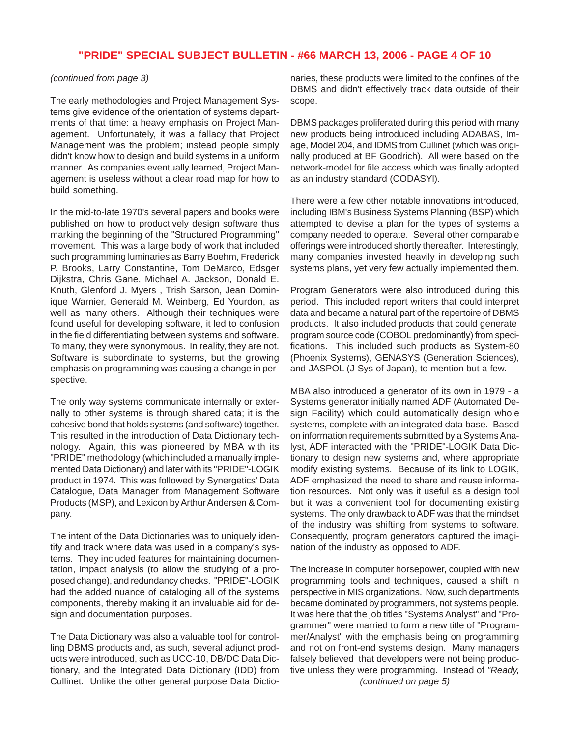*(continued from page 3)*

The early methodologies and Project Management Systems give evidence of the orientation of systems departments of that time: a heavy emphasis on Project Management. Unfortunately, it was a fallacy that Project Management was the problem; instead people simply didn't know how to design and build systems in a uniform manner. As companies eventually learned, Project Management is useless without a clear road map for how to build something.

In the mid-to-late 1970's several papers and books were published on how to productively design software thus marking the beginning of the "Structured Programming" movement. This was a large body of work that included such programming luminaries as Barry Boehm, Frederick P. Brooks, Larry Constantine, Tom DeMarco, Edsger Dijkstra, Chris Gane, Michael A. Jackson, Donald E. Knuth, Glenford J. Myers , Trish Sarson, Jean Dominique Warnier, Generald M. Weinberg, Ed Yourdon, as well as many others. Although their techniques were found useful for developing software, it led to confusion in the field differentiating between systems and software. To many, they were synonymous. In reality, they are not. Software is subordinate to systems, but the growing emphasis on programming was causing a change in perspective.

The only way systems communicate internally or externally to other systems is through shared data; it is the cohesive bond that holds systems (and software) together. This resulted in the introduction of Data Dictionary technology. Again, this was pioneered by MBA with its "PRIDE" methodology (which included a manually implemented Data Dictionary) and later with its "PRIDE"-LOGIK product in 1974. This was followed by Synergetics' Data Catalogue, Data Manager from Management Software Products (MSP), and Lexicon by Arthur Andersen & Company.

The intent of the Data Dictionaries was to uniquely identify and track where data was used in a company's systems. They included features for maintaining documentation, impact analysis (to allow the studying of a proposed change), and redundancy checks. "PRIDE"-LOGIK had the added nuance of cataloging all of the systems components, thereby making it an invaluable aid for design and documentation purposes.

The Data Dictionary was also a valuable tool for controlling DBMS products and, as such, several adjunct products were introduced, such as UCC-10, DB/DC Data Dictionary, and the Integrated Data Dictionary (IDD) from Cullinet. Unlike the other general purpose Data Dictionaries, these products were limited to the confines of the DBMS and didn't effectively track data outside of their scope.

DBMS packages proliferated during this period with many new products being introduced including ADABAS, Image, Model 204, and IDMS from Cullinet (which was originally produced at BF Goodrich). All were based on the network-model for file access which was finally adopted as an industry standard (CODASYl).

There were a few other notable innovations introduced, including IBM's Business Systems Planning (BSP) which attempted to devise a plan for the types of systems a company needed to operate. Several other comparable offerings were introduced shortly thereafter. Interestingly, many companies invested heavily in developing such systems plans, yet very few actually implemented them.

Program Generators were also introduced during this period. This included report writers that could interpret data and became a natural part of the repertoire of DBMS products. It also included products that could generate program source code (COBOL predominantly) from specifications. This included such products as System-80 (Phoenix Systems), GENASYS (Generation Sciences), and JASPOL (J-Sys of Japan), to mention but a few.

MBA also introduced a generator of its own in 1979 - a Systems generator initially named ADF (Automated Design Facility) which could automatically design whole systems, complete with an integrated data base. Based on information requirements submitted by a Systems Analyst, ADF interacted with the "PRIDE"-LOGIK Data Dictionary to design new systems and, where appropriate modify existing systems. Because of its link to LOGIK, ADF emphasized the need to share and reuse information resources. Not only was it useful as a design tool but it was a convenient tool for documenting existing systems. The only drawback to ADF was that the mindset of the industry was shifting from systems to software. Consequently, program generators captured the imagination of the industry as opposed to ADF.

The increase in computer horsepower, coupled with new programming tools and techniques, caused a shift in perspective in MIS organizations. Now, such departments became dominated by programmers, not systems people. It was here that the job titles "Systems Analyst" and "Programmer" were married to form a new title of "Programmer/Analyst" with the emphasis being on programming and not on front-end systems design. Many managers falsely believed that developers were not being productive unless they were programming. Instead of *"Ready,*

*(continued on page 5)*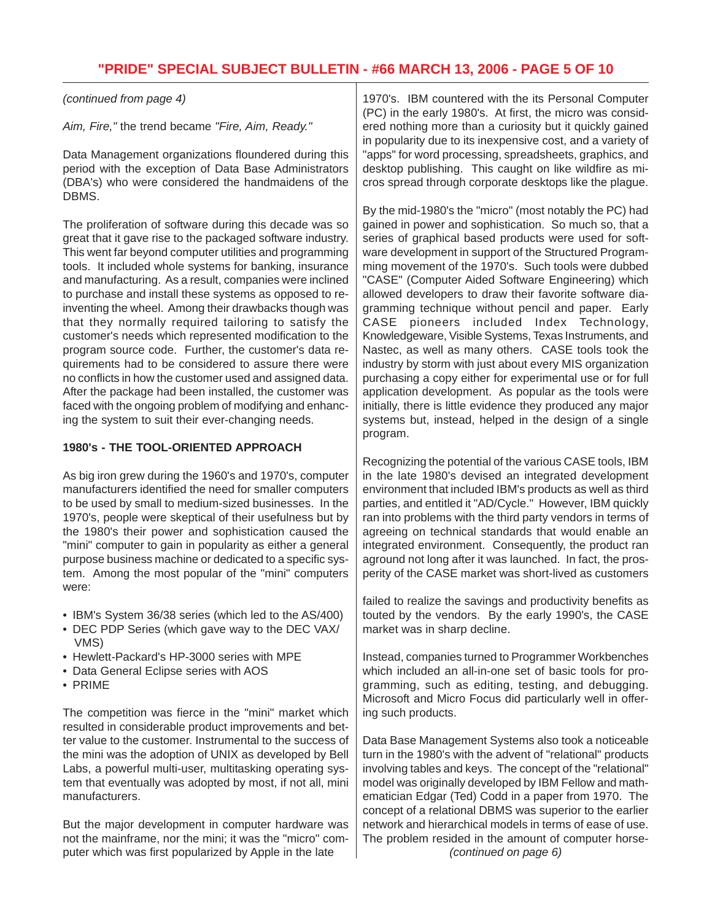*(continued from page 4)*

*Aim, Fire,"* the trend became *"Fire, Aim, Ready."*

Data Management organizations floundered during this period with the exception of Data Base Administrators (DBA's) who were considered the handmaidens of the DBMS.

The proliferation of software during this decade was so great that it gave rise to the packaged software industry. This went far beyond computer utilities and programming tools. It included whole systems for banking, insurance and manufacturing. As a result, companies were inclined to purchase and install these systems as opposed to re-inventing the wheel. Among their drawbacks though was that they normally required tailoring to satisfy the customer's needs which represented modification to the program source code. Further, the customer's data requirements had to be considered to assure there were no conflicts in how the customer used and assigned data. After the package had been installed, the customer was faced with the ongoing problem of modifying and enhancing the system to suit their ever-changing needs.

**1980's - THE TOOL-ORIENTED APPROACH**

As big iron grew during the 1960's and 1970's, computer manufacturers identified the need for smaller computers to be used by small to medium-sized businesses. In the 1970's, people were skeptical of their usefulness but by the 1980's their power and sophistication caused the "mini" computer to gain in popularity as either a general purpose business machine or dedicated to a specific system. Among the most popular of the "mini" computers were:

- IBM's System 36/38 series (which led to the AS/400)
- DEC PDP Series (which gave way to the DEC VAX/VMS)
- Hewlett-Packard's HP-3000 series with MPE
- Data General Eclipse series with AOS
- PRIME

The competition was fierce in the "mini" market which resulted in considerable product improvements and better value to the customer. Instrumental to the success of the mini was the adoption of UNIX as developed by Bell Labs, a powerful multi-user, multitasking operating system that eventually was adopted by most, if not all, mini manufacturers.

But the major development in computer hardware was not the mainframe, nor the mini; it was the "micro" computer which was first popularized by Apple in the late 1970's. IBM countered with the its Personal Computer (PC) in the early 1980's. At first, the micro was considered nothing more than a curiosity but it quickly gained in popularity due to its inexpensive cost, and a variety of "apps" for word processing, spreadsheets, graphics, and desktop publishing. This caught on like wildfire as micros spread through corporate desktops like the plague.

By the mid-1980's the "micro" (most notably the PC) had gained in power and sophistication. So much so, that a series of graphical based products were used for software development in support of the Structured Programming movement of the 1970's. Such tools were dubbed "CASE" (Computer Aided Software Engineering) which allowed developers to draw their favorite software diagramming technique without pencil and paper. Early CASE pioneers included Index Technology, Knowledgeware, Visible Systems, Texas Instruments, and Nastec, as well as many others. CASE tools took the industry by storm with just about every MIS organization purchasing a copy either for experimental use or for full application development. As popular as the tools were initially, there is little evidence they produced any major systems but, instead, helped in the design of a single program.

Recognizing the potential of the various CASE tools, IBM in the late 1980's devised an integrated development environment that included IBM's products as well as third parties, and entitled it "AD/Cycle." However, IBM quickly ran into problems with the third party vendors in terms of agreeing on technical standards that would enable an integrated environment. Consequently, the product ran aground not long after it was launched. In fact, the prosperity of the CASE market was short-lived as customers failed to realize the savings and productivity benefits as touted by the vendors. By the early 1990's, the CASE market was in sharp decline.

Instead, companies turned to Programmer Workbenches which included an all-in-one set of basic tools for programming, such as editing, testing, and debugging. Microsoft and Micro Focus did particularly well in offering such products.

Data Base Management Systems also took a noticeable turn in the 1980's with the advent of "relational" products involving tables and keys. The concept of the "relational" model was originally developed by IBM Fellow and mathematician Edgar (Ted) Codd in a paper from 1970. The concept of a relational DBMS was superior to the earlier network and hierarchical models in terms of ease of use. The problem resided in the amount of computer horse-

*(continued on page 6)*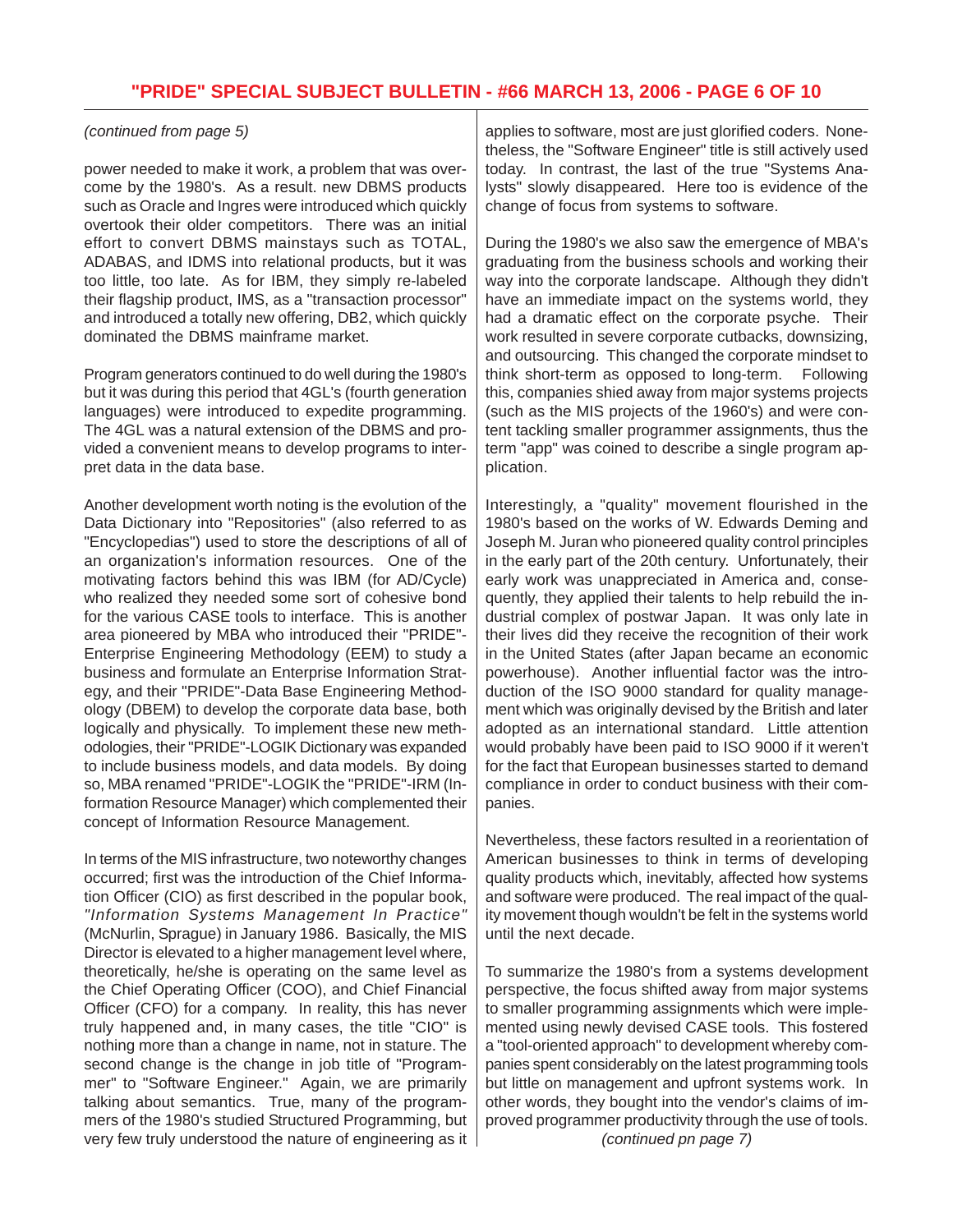*(continued from page 5)*

power needed to make it work, a problem that was overcome by the 1980's. As a result. new DBMS products such as Oracle and Ingres were introduced which quickly overtook their older competitors. There was an initial effort to convert DBMS mainstays such as TOTAL, ADABAS, and IDMS into relational products, but it was too little, too late. As for IBM, they simply re-labeled their flagship product, IMS, as a "transaction processor" and introduced a totally new offering, DB2, which quickly dominated the DBMS mainframe market.

Program generators continued to do well during the 1980's but it was during this period that 4GL's (fourth generation languages) were introduced to expedite programming. The 4GL was a natural extension of the DBMS and provided a convenient means to develop programs to interpret data in the data base.

Another development worth noting is the evolution of the Data Dictionary into "Repositories" (also referred to as "Encyclopedias") used to store the descriptions of all of an organization's information resources. One of the motivating factors behind this was IBM (for AD/Cycle) who realized they needed some sort of cohesive bond for the various CASE tools to interface. This is another area pioneered by MBA who introduced their "PRIDE"-Enterprise Engineering Methodology (EEM) to study a business and formulate an Enterprise Information Strategy, and their "PRIDE"-Data Base Engineering Methodology (DBEM) to develop the corporate data base, both logically and physically. To implement these new methodologies, their "PRIDE"-LOGIK Dictionary was expanded to include business models, and data models. By doing so, MBA renamed "PRIDE"-LOGIK the "PRIDE"-IRM (Information Resource Manager) which complemented their concept of Information Resource Management.

In terms of the MIS infrastructure, two noteworthy changes occurred; first was the introduction of the Chief Information Officer (CIO) as first described in the popular book, *"Information Systems Management In Practice"* (McNurlin, Sprague) in January 1986. Basically, the MIS Director is elevated to a higher management level where, theoretically, he/she is operating on the same level as the Chief Operating Officer (COO), and Chief Financial Officer (CFO) for a company. In reality, this has never truly happened and, in many cases, the title "CIO" is nothing more than a change in name, not in stature. The second change is the change in job title of "Programmer" to "Software Engineer." Again, we are primarily talking about semantics. True, many of the programmers of the 1980's studied Structured Programming, but very few truly understood the nature of engineering as it applies to software, most are just glorified coders. Nonetheless, the "Software Engineer" title is still actively used today. In contrast, the last of the true "Systems Analysts" slowly disappeared. Here too is evidence of the change of focus from systems to software.

During the 1980's we also saw the emergence of MBA's graduating from the business schools and working their way into the corporate landscape. Although they didn't have an immediate impact on the systems world, they had a dramatic effect on the corporate psyche. Their work resulted in severe corporate cutbacks, downsizing, and outsourcing. This changed the corporate mindset to think short-term as opposed to long-term. Following this, companies shied away from major systems projects (such as the MIS projects of the 1960's) and were content tackling smaller programmer assignments, thus the term "app" was coined to describe a single program application.

Interestingly, a "quality" movement flourished in the 1980's based on the works of W. Edwards Deming and Joseph M. Juran who pioneered quality control principles in the early part of the 20th century. Unfortunately, their early work was unappreciated in America and, consequently, they applied their talents to help rebuild the industrial complex of postwar Japan. It was only late in their lives did they receive the recognition of their work in the United States (after Japan became an economic powerhouse). Another influential factor was the introduction of the ISO 9000 standard for quality management which was originally devised by the British and later adopted as an international standard. Little attention would probably have been paid to ISO 9000 if it weren't for the fact that European businesses started to demand compliance in order to conduct business with their companies.

Nevertheless, these factors resulted in a reorientation of American businesses to think in terms of developing quality products which, inevitably, affected how systems and software were produced. The real impact of the quality movement though wouldn't be felt in the systems world until the next decade.

To summarize the 1980's from a systems development perspective, the focus shifted away from major systems to smaller programming assignments which were implemented using newly devised CASE tools. This fostered a "tool-oriented approach" to development whereby companies spent considerably on the latest programming tools but little on management and upfront systems work. In other words, they bought into the vendor's claims of improved programmer productivity through the use of tools.

*(continued pn page 7)*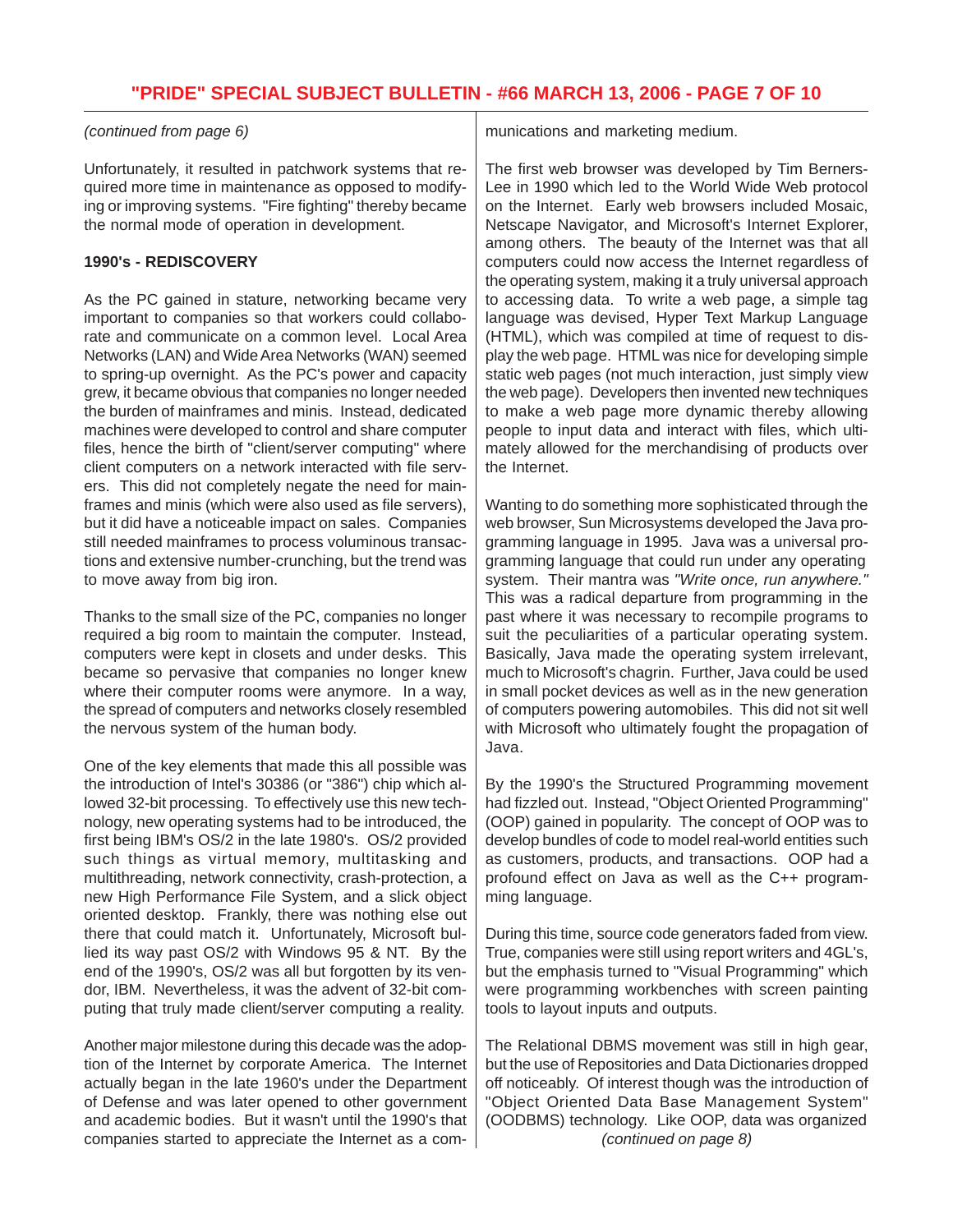*(continued from page 6)*

Unfortunately, it resulted in patchwork systems that required more time in maintenance as opposed to modifying or improving systems. "Fire fighting" thereby became the normal mode of operation in development.

**1990's - REDISCOVERY**

As the PC gained in stature, networking became very important to companies so that workers could collaborate and communicate on a common level. Local Area Networks (LAN) and Wide Area Networks (WAN) seemed to spring-up overnight. As the PC's power and capacity grew, it became obvious that companies no longer needed the burden of mainframes and minis. Instead, dedicated machines were developed to control and share computer files, hence the birth of "client/server computing" where client computers on a network interacted with file servers. This did not completely negate the need for mainframes and minis (which were also used as file servers), but it did have a noticeable impact on sales. Companies still needed mainframes to process voluminous transactions and extensive number-crunching, but the trend was to move away from big iron.

Thanks to the small size of the PC, companies no longer required a big room to maintain the computer. Instead, computers were kept in closets and under desks. This became so pervasive that companies no longer knew where their computer rooms were anymore. In a way, the spread of computers and networks closely resembled the nervous system of the human body.

One of the key elements that made this all possible was the introduction of Intel's 30386 (or "386") chip which allowed 32-bit processing. To effectively use this new technology, new operating systems had to be introduced, the first being IBM's OS/2 in the late 1980's. OS/2 provided such things as virtual memory, multitasking and multithreading, network connectivity, crash-protection, a new High Performance File System, and a slick object oriented desktop. Frankly, there was nothing else out there that could match it. Unfortunately, Microsoft bullied its way past OS/2 with Windows 95 & NT. By the end of the 1990's, OS/2 was all but forgotten by its vendor, IBM. Nevertheless, it was the advent of 32-bit computing that truly made client/server computing a reality.

Another major milestone during this decade was the adoption of the Internet by corporate America. The Internet actually began in the late 1960's under the Department of Defense and was later opened to other government and academic bodies. But it wasn't until the 1990's that companies started to appreciate the Internet as a communications and marketing medium.

The first web browser was developed by Tim Berners-Lee in 1990 which led to the World Wide Web protocol on the Internet. Early web browsers included Mosaic, Netscape Navigator, and Microsoft's Internet Explorer, among others. The beauty of the Internet was that all computers could now access the Internet regardless of the operating system, making it a truly universal approach to accessing data. To write a web page, a simple tag language was devised, Hyper Text Markup Language (HTML), which was compiled at time of request to display the web page. HTML was nice for developing simple static web pages (not much interaction, just simply view the web page). Developers then invented new techniques to make a web page more dynamic thereby allowing people to input data and interact with files, which ultimately allowed for the merchandising of products over the Internet.

Wanting to do something more sophisticated through the web browser, Sun Microsystems developed the Java programming language in 1995. Java was a universal programming language that could run under any operating system. Their mantra was *"Write once, run anywhere."* This was a radical departure from programming in the past where it was necessary to recompile programs to suit the peculiarities of a particular operating system. Basically, Java made the operating system irrelevant, much to Microsoft's chagrin. Further, Java could be used in small pocket devices as well as in the new generation of computers powering automobiles. This did not sit well with Microsoft who ultimately fought the propagation of Java.

By the 1990's the Structured Programming movement had fizzled out. Instead, "Object Oriented Programming" (OOP) gained in popularity. The concept of OOP was to develop bundles of code to model real-world entities such as customers, products, and transactions. OOP had a profound effect on Java as well as the C++ programming language.

During this time, source code generators faded from view. True, companies were still using report writers and 4GL's, but the emphasis turned to "Visual Programming" which were programming workbenches with screen painting tools to layout inputs and outputs.

The Relational DBMS movement was still in high gear, but the use of Repositories and Data Dictionaries dropped off noticeably. Of interest though was the introduction of "Object Oriented Data Base Management System" (OODBMS) technology. Like OOP, data was organized

*(continued on page 8)*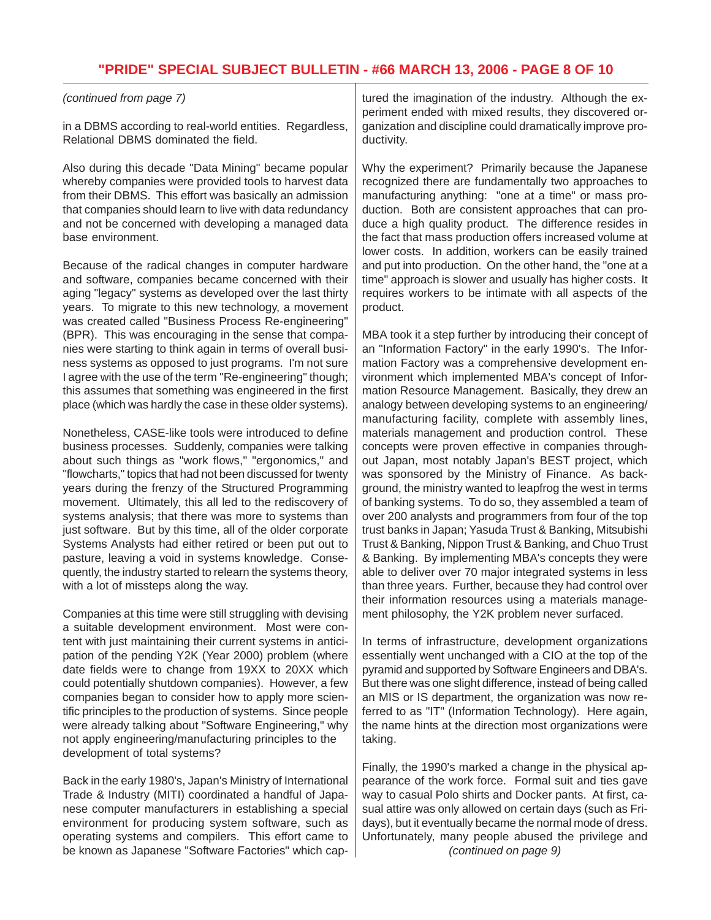*(continued from page 7)*

in a DBMS according to real-world entities. Regardless, Relational DBMS dominated the field.

Also during this decade "Data Mining" became popular whereby companies were provided tools to harvest data from their DBMS. This effort was basically an admission that companies should learn to live with data redundancy and not be concerned with developing a managed data base environment.

Because of the radical changes in computer hardware and software, companies became concerned with their aging "legacy" systems as developed over the last thirty years. To migrate to this new technology, a movement was created called "Business Process Re-engineering" (BPR). This was encouraging in the sense that companies were starting to think again in terms of overall business systems as opposed to just programs. I'm not sure I agree with the use of the term "Re-engineering" though; this assumes that something was engineered in the first place (which was hardly the case in these older systems).

Nonetheless, CASE-like tools were introduced to define business processes. Suddenly, companies were talking about such things as "work flows," "ergonomics," and "flowcharts," topics that had not been discussed for twenty years during the frenzy of the Structured Programming movement. Ultimately, this all led to the rediscovery of systems analysis; that there was more to systems than just software. But by this time, all of the older corporate Systems Analysts had either retired or been put out to pasture, leaving a void in systems knowledge. Consequently, the industry started to relearn the systems theory, with a lot of missteps along the way.

Companies at this time were still struggling with devising a suitable development environment. Most were content with just maintaining their current systems in anticipation of the pending Y2K (Year 2000) problem (where date fields were to change from 19XX to 20XX which could potentially shutdown companies). However, a few companies began to consider how to apply more scientific principles to the production of systems. Since people were already talking about "Software Engineering," why not apply engineering/manufacturing principles to the development of total systems?

Back in the early 1980's, Japan's Ministry of International Trade & Industry (MITI) coordinated a handful of Japanese computer manufacturers in establishing a special environment for producing system software, such as operating systems and compilers. This effort came to be known as Japanese "Software Factories" which captured the imagination of the industry. Although the experiment ended with mixed results, they discovered organization and discipline could dramatically improve productivity.

Why the experiment? Primarily because the Japanese recognized there are fundamentally two approaches to manufacturing anything: "one at a time" or mass production. Both are consistent approaches that can produce a high quality product. The difference resides in the fact that mass production offers increased volume at lower costs. In addition, workers can be easily trained and put into production. On the other hand, the "one at a time" approach is slower and usually has higher costs. It requires workers to be intimate with all aspects of the product.

MBA took it a step further by introducing their concept of an "Information Factory" in the early 1990's. The Information Factory was a comprehensive development environment which implemented MBA's concept of Information Resource Management. Basically, they drew an analogy between developing systems to an engineering/manufacturing facility, complete with assembly lines, materials management and production control. These concepts were proven effective in companies throughout Japan, most notably Japan's BEST project, which was sponsored by the Ministry of Finance. As background, the ministry wanted to leapfrog the west in terms of banking systems. To do so, they assembled a team of over 200 analysts and programmers from four of the top trust banks in Japan; Yasuda Trust & Banking, Mitsubishi Trust & Banking, Nippon Trust & Banking, and Chuo Trust & Banking. By implementing MBA's concepts they were able to deliver over 70 major integrated systems in less than three years. Further, because they had control over their information resources using a materials management philosophy, the Y2K problem never surfaced.

In terms of infrastructure, development organizations essentially went unchanged with a CIO at the top of the pyramid and supported by Software Engineers and DBA's. But there was one slight difference, instead of being called an MIS or IS department, the organization was now referred to as "IT" (Information Technology). Here again, the name hints at the direction most organizations were taking.

Finally, the 1990's marked a change in the physical appearance of the work force. Formal suit and ties gave way to casual Polo shirts and Docker pants. At first, casual attire was only allowed on certain days (such as Fridays), but it eventually became the normal mode of dress. Unfortunately, many people abused the privilege and

*(continued on page 9)*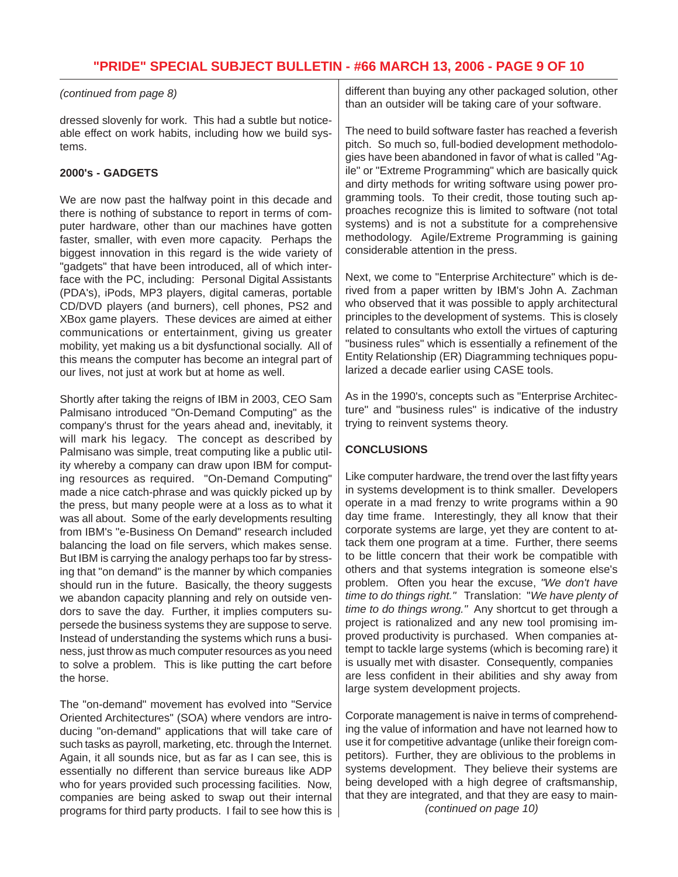*(continued from page 8)*

dressed slovenly for work. This had a subtle but noticeable effect on work habits, including how we build systems.

**2000's - GADGETS**

We are now past the halfway point in this decade and there is nothing of substance to report in terms of computer hardware, other than our machines have gotten faster, smaller, with even more capacity. Perhaps the biggest innovation in this regard is the wide variety of "gadgets" that have been introduced, all of which interface with the PC, including: Personal Digital Assistants (PDA's), iPods, MP3 players, digital cameras, portable CD/DVD players (and burners), cell phones, PS2 and XBox game players. These devices are aimed at either communications or entertainment, giving us greater mobility, yet making us a bit dysfunctional socially. All of this means the computer has become an integral part of our lives, not just at work but at home as well.

Shortly after taking the reigns of IBM in 2003, CEO Sam Palmisano introduced "On-Demand Computing" as the company's thrust for the years ahead and, inevitably, it will mark his legacy. The concept as described by Palmisano was simple, treat computing like a public utility whereby a company can draw upon IBM for computing resources as required. "On-Demand Computing" made a nice catch-phrase and was quickly picked up by the press, but many people were at a loss as to what it was all about. Some of the early developments resulting from IBM's "e-Business On Demand" research included balancing the load on file servers, which makes sense. But IBM is carrying the analogy perhaps too far by stressing that "on demand" is the manner by which companies should run in the future. Basically, the theory suggests we abandon capacity planning and rely on outside vendors to save the day. Further, it implies computers supersede the business systems they are suppose to serve. Instead of understanding the systems which runs a business, just throw as much computer resources as you need to solve a problem. This is like putting the cart before the horse.

The "on-demand" movement has evolved into "Service Oriented Architectures" (SOA) where vendors are introducing "on-demand" applications that will take care of such tasks as payroll, marketing, etc. through the Internet. Again, it all sounds nice, but as far as I can see, this is essentially no different than service bureaus like ADP who for years provided such processing facilities. Now, companies are being asked to swap out their internal programs for third party products. I fail to see how this is different than buying any other packaged solution, other than an outsider will be taking care of your software.

The need to build software faster has reached a feverish pitch. So much so, full-bodied development methodologies have been abandoned in favor of what is called "Agile" or "Extreme Programming" which are basically quick and dirty methods for writing software using power programming tools. To their credit, those touting such approaches recognize this is limited to software (not total systems) and is not a substitute for a comprehensive methodology. Agile/Extreme Programming is gaining considerable attention in the press.

Next, we come to "Enterprise Architecture" which is derived from a paper written by IBM's John A. Zachman who observed that it was possible to apply architectural principles to the development of systems. This is closely related to consultants who extoll the virtues of capturing "business rules" which is essentially a refinement of the Entity Relationship (ER) Diagramming techniques popularized a decade earlier using CASE tools.

As in the 1990's, concepts such as "Enterprise Architecture" and "business rules" is indicative of the industry trying to reinvent systems theory.

**CONCLUSIONS**

Like computer hardware, the trend over the last fifty years in systems development is to think smaller. Developers operate in a mad frenzy to write programs within a 90 day time frame. Interestingly, they all know that their corporate systems are large, yet they are content to attack them one program at a time. Further, there seems to be little concern that their work be compatible with others and that systems integration is someone else's problem. Often you hear the excuse, *"We don't have time to do things right."* Translation: "*We have plenty of time to do things wrong."* Any shortcut to get through a project is rationalized and any new tool promising improved productivity is purchased. When companies attempt to tackle large systems (which is becoming rare) it is usually met with disaster. Consequently, companies are less confident in their abilities and shy away from large system development projects.

Corporate management is naive in terms of comprehending the value of information and have not learned how to use it for competitive advantage (unlike their foreign competitors). Further, they are oblivious to the problems in systems development. They believe their systems are being developed with a high degree of craftsmanship, that they are integrated, and that they are easy to main-

*(continued on page 10)*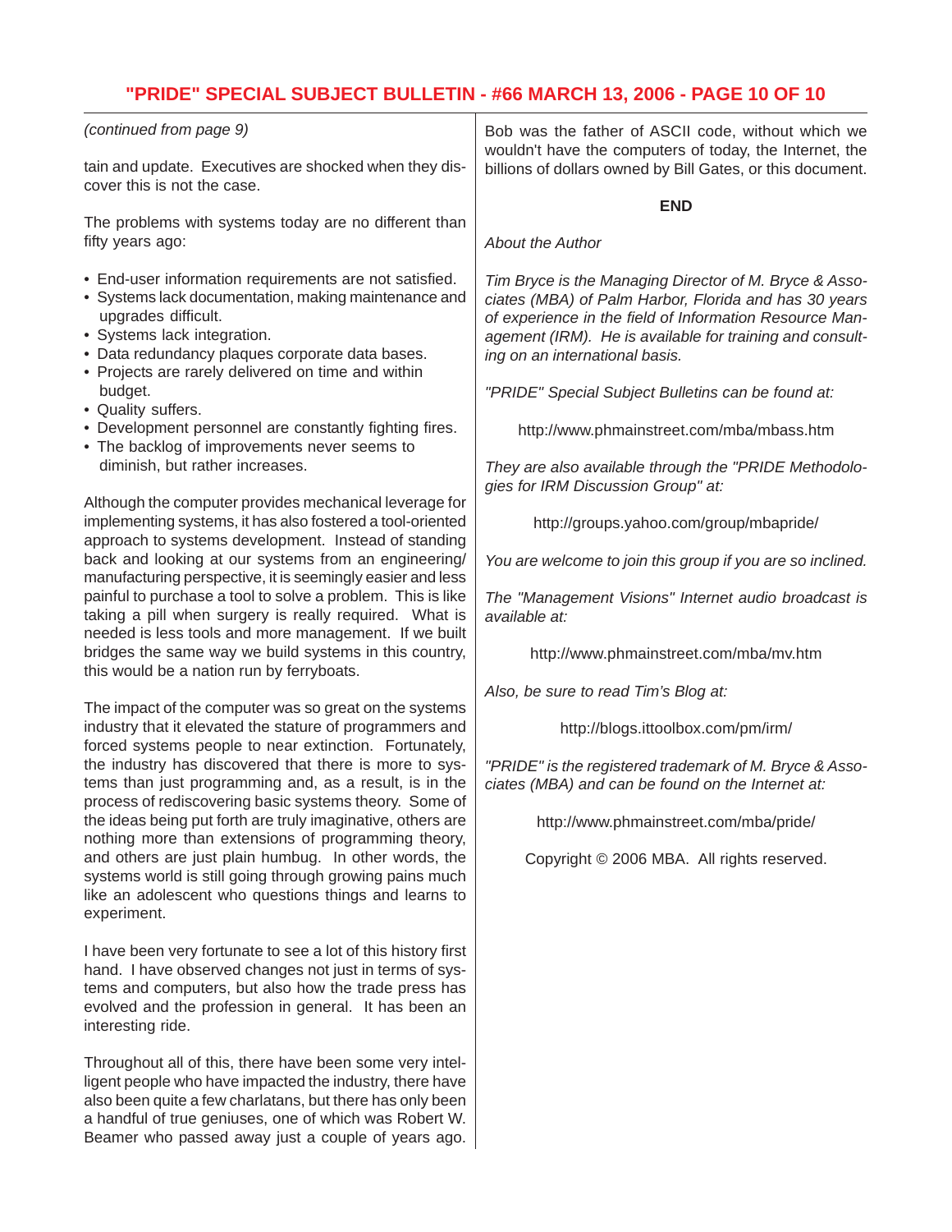*(continued from page 9)*

tain and update. Executives are shocked when they discover this is not the case.

The problems with systems today are no different than fifty years ago:

- End-user information requirements are not satisfied.
- Systems lack documentation, making maintenance and upgrades difficult.
- Systems lack integration.
- Data redundancy plaques corporate data bases.
- Projects are rarely delivered on time and within budget.
- Quality suffers.
- Development personnel are constantly fighting fires.
- The backlog of improvements never seems to diminish, but rather increases.

Although the computer provides mechanical leverage for implementing systems, it has also fostered a tool-oriented approach to systems development. Instead of standing back and looking at our systems from an engineering/manufacturing perspective, it is seemingly easier and less painful to purchase a tool to solve a problem. This is like taking a pill when surgery is really required. What is needed is less tools and more management. If we built bridges the same way we build systems in this country, this would be a nation run by ferryboats.

The impact of the computer was so great on the systems industry that it elevated the stature of programmers and forced systems people to near extinction. Fortunately, the industry has discovered that there is more to systems than just programming and, as a result, is in the process of rediscovering basic systems theory. Some of the ideas being put forth are truly imaginative, others are nothing more than extensions of programming theory, and others are just plain humbug. In other words, the systems world is still going through growing pains much like an adolescent who questions things and learns to experiment.

I have been very fortunate to see a lot of this history first hand. I have observed changes not just in terms of systems and computers, but also how the trade press has evolved and the profession in general. It has been an interesting ride.

Throughout all of this, there have been some very intelligent people who have impacted the industry, there have also been quite a few charlatans, but there has only been a handful of true geniuses, one of which was Robert W. Beamer who passed away just a couple of years ago. Bob was the father of ASCII code, without which we wouldn't have the computers of today, the Internet, the billions of dollars owned by Bill Gates, or this document.

**END**

*About the Author*

*Tim Bryce is the Managing Director of M. Bryce & Associates (MBA) of Palm Harbor, Florida and has 30 years of experience in the field of Information Resource Management (IRM). He is available for training and consulting on an international basis.*

*"PRIDE" Special Subject Bulletins can be found at:*

http://www.phmainstreet.com/mba/mbass.htm

*They are also available through the "PRIDE Methodologies for IRM Discussion Group" at:*

http://groups.yahoo.com/group/mbapride/

*You are welcome to join this group if you are so inclined.*

*The "Management Visions" Internet audio broadcast is available at:*

http://www.phmainstreet.com/mba/mv.htm

*Also, be sure to read Tim's Blog at:*

http://blogs.ittoolbox.com/pm/irm/

*"PRIDE" is the registered trademark of M. Bryce & Associates (MBA) and can be found on the Internet at:*

http://www.phmainstreet.com/mba/pride/

Copyright © 2006 MBA. All rights reserved.